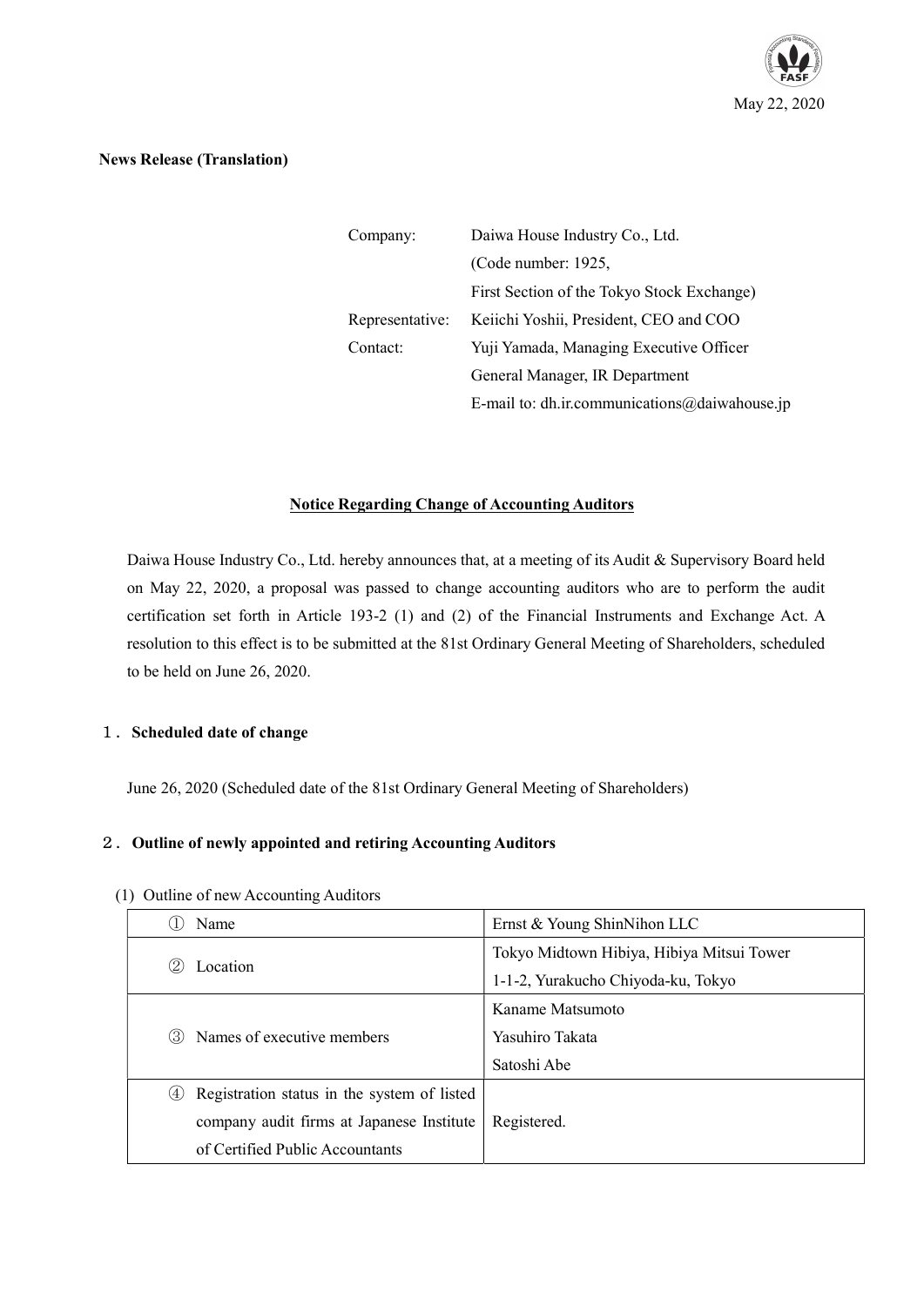May 22, 2020

**News Release (Translation)**

| | |
|---|---|
| Company: | Daiwa House Industry Co., Ltd. |
| | (Code number: 1925, |
| | First Section of the Tokyo Stock Exchange) |
| Representative: | Keiichi Yoshii, President, CEO and COO |
| Contact: | Yuji Yamada, Managing Executive Officer |
| | General Manager, IR Department |
| | E-mail to: dh.ir.communications@daiwahouse.jp |

## Notice Regarding Change of Accounting Auditors

Daiwa House Industry Co., Ltd. hereby announces that, at a meeting of its Audit & Supervisory Board held on May 22, 2020, a proposal was passed to change accounting auditors who are to perform the audit certification set forth in Article 193-2 (1) and (2) of the Financial Instruments and Exchange Act. A resolution to this effect is to be submitted at the 81st Ordinary General Meeting of Shareholders, scheduled to be held on June 26, 2020.

### １． Scheduled date of change

June 26, 2020 (Scheduled date of the 81st Ordinary General Meeting of Shareholders)

### ２． Outline of newly appointed and retiring Accounting Auditors

(1) Outline of new Accounting Auditors

| | |
|---|---|
| ① Name | Ernst & Young ShinNihon LLC |
| ② Location | Tokyo Midtown Hibiya, Hibiya Mitsui Tower<br>1-1-2, Yurakucho Chiyoda-ku, Tokyo |
| ③ Names of executive members | Kaname Matsumoto<br>Yasuhiro Takata<br>Satoshi Abe |
| ④ Registration status in the system of listed company audit firms at Japanese Institute of Certified Public Accountants | Registered. |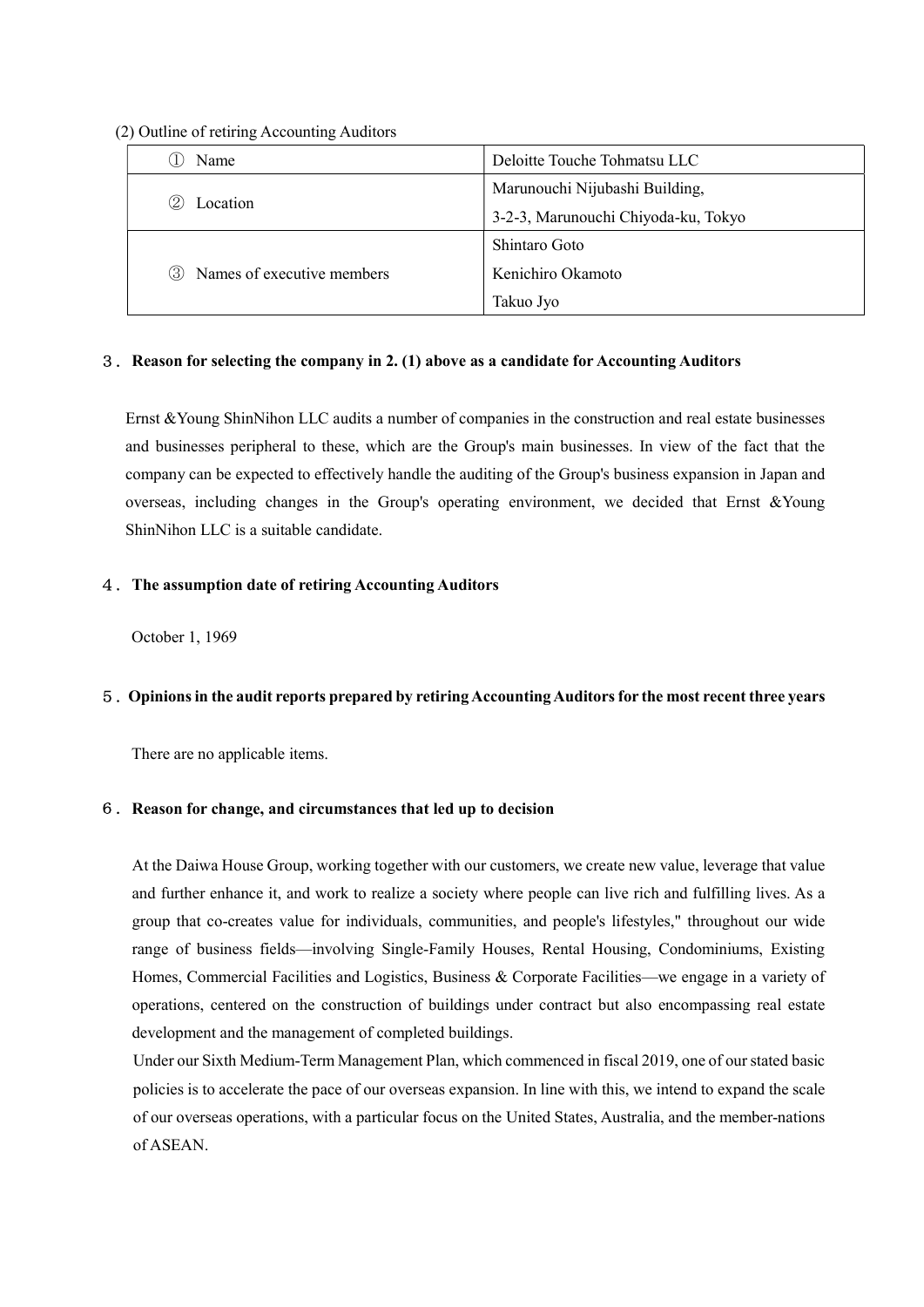(2) Outline of retiring Accounting Auditors

| ① Name | Deloitte Touche Tohmatsu LLC |
|---|---|
| ② Location | Marunouchi Nijubashi Building,<br>3-2-3, Marunouchi Chiyoda-ku, Tokyo |
| ③ Names of executive members | Shintaro Goto<br>Kenichiro Okamoto<br>Takuo Jyo |

## ３. Reason for selecting the company in 2. (1) above as a candidate for Accounting Auditors

Ernst &Young ShinNihon LLC audits a number of companies in the construction and real estate businesses and businesses peripheral to these, which are the Group's main businesses. In view of the fact that the company can be expected to effectively handle the auditing of the Group's business expansion in Japan and overseas, including changes in the Group's operating environment, we decided that Ernst &Young ShinNihon LLC is a suitable candidate.

## ４. The assumption date of retiring Accounting Auditors

October 1, 1969

## ５. Opinions in the audit reports prepared by retiring Accounting Auditors for the most recent three years

There are no applicable items.

## ６. Reason for change, and circumstances that led up to decision

At the Daiwa House Group, working together with our customers, we create new value, leverage that value and further enhance it, and work to realize a society where people can live rich and fulfilling lives. As a group that co-creates value for individuals, communities, and people's lifestyles," throughout our wide range of business fields—involving Single-Family Houses, Rental Housing, Condominiums, Existing Homes, Commercial Facilities and Logistics, Business & Corporate Facilities—we engage in a variety of operations, centered on the construction of buildings under contract but also encompassing real estate development and the management of completed buildings.

Under our Sixth Medium-Term Management Plan, which commenced in fiscal 2019, one of our stated basic policies is to accelerate the pace of our overseas expansion. In line with this, we intend to expand the scale of our overseas operations, with a particular focus on the United States, Australia, and the member-nations of ASEAN.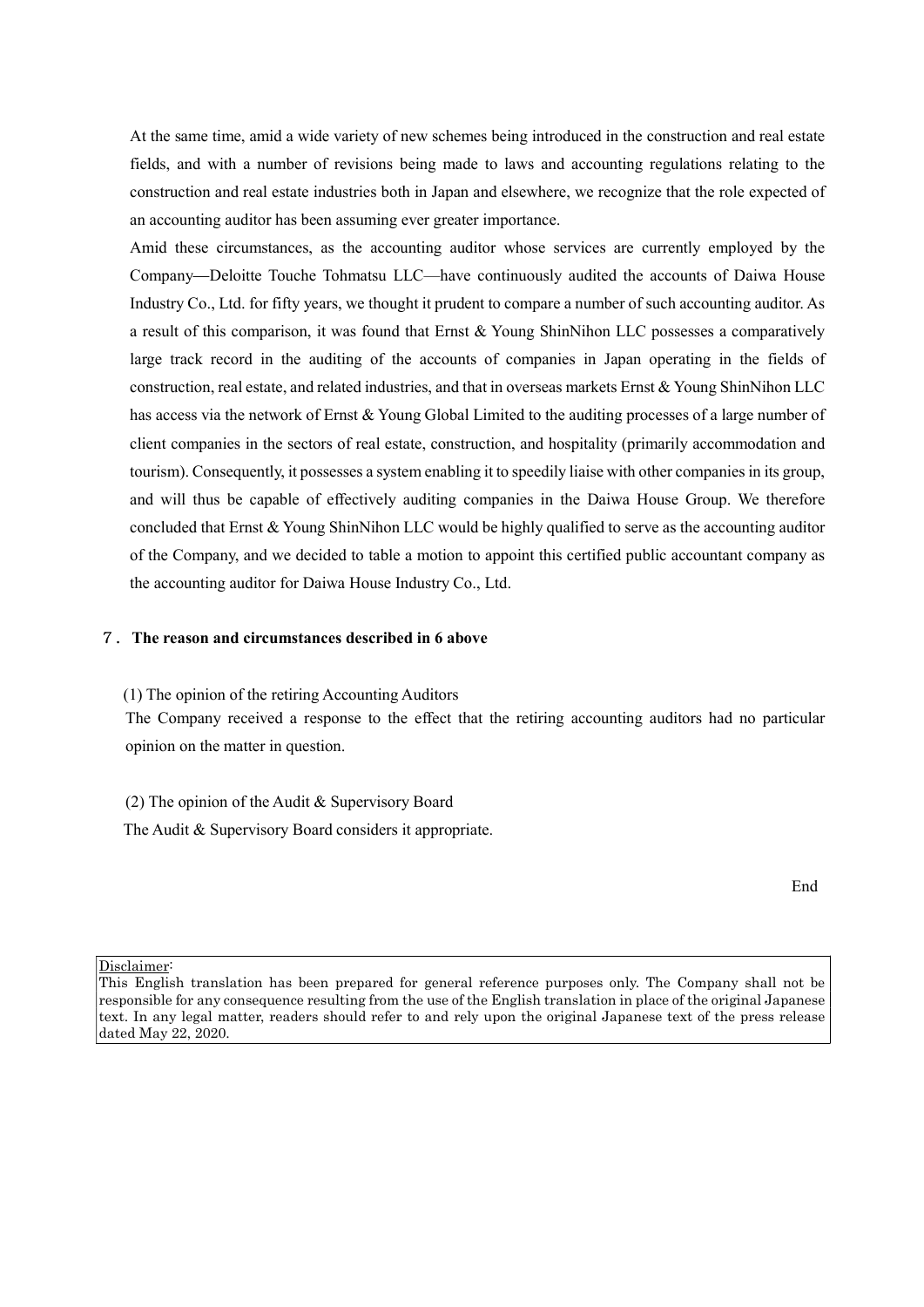At the same time, amid a wide variety of new schemes being introduced in the construction and real estate fields, and with a number of revisions being made to laws and accounting regulations relating to the construction and real estate industries both in Japan and elsewhere, we recognize that the role expected of an accounting auditor has been assuming ever greater importance.

Amid these circumstances, as the accounting auditor whose services are currently employed by the Company—Deloitte Touche Tohmatsu LLC—have continuously audited the accounts of Daiwa House Industry Co., Ltd. for fifty years, we thought it prudent to compare a number of such accounting auditor. As a result of this comparison, it was found that Ernst & Young ShinNihon LLC possesses a comparatively large track record in the auditing of the accounts of companies in Japan operating in the fields of construction, real estate, and related industries, and that in overseas markets Ernst & Young ShinNihon LLC has access via the network of Ernst & Young Global Limited to the auditing processes of a large number of client companies in the sectors of real estate, construction, and hospitality (primarily accommodation and tourism). Consequently, it possesses a system enabling it to speedily liaise with other companies in its group, and will thus be capable of effectively auditing companies in the Daiwa House Group. We therefore concluded that Ernst & Young ShinNihon LLC would be highly qualified to serve as the accounting auditor of the Company, and we decided to table a motion to appoint this certified public accountant company as the accounting auditor for Daiwa House Industry Co., Ltd.

## ７. The reason and circumstances described in 6 above

(1) The opinion of the retiring Accounting Auditors

The Company received a response to the effect that the retiring accounting auditors had no particular opinion on the matter in question.

(2) The opinion of the Audit & Supervisory Board

The Audit & Supervisory Board considers it appropriate.

End

Disclaimer:
This English translation has been prepared for general reference purposes only. The Company shall not be responsible for any consequence resulting from the use of the English translation in place of the original Japanese text. In any legal matter, readers should refer to and rely upon the original Japanese text of the press release dated May 22, 2020.